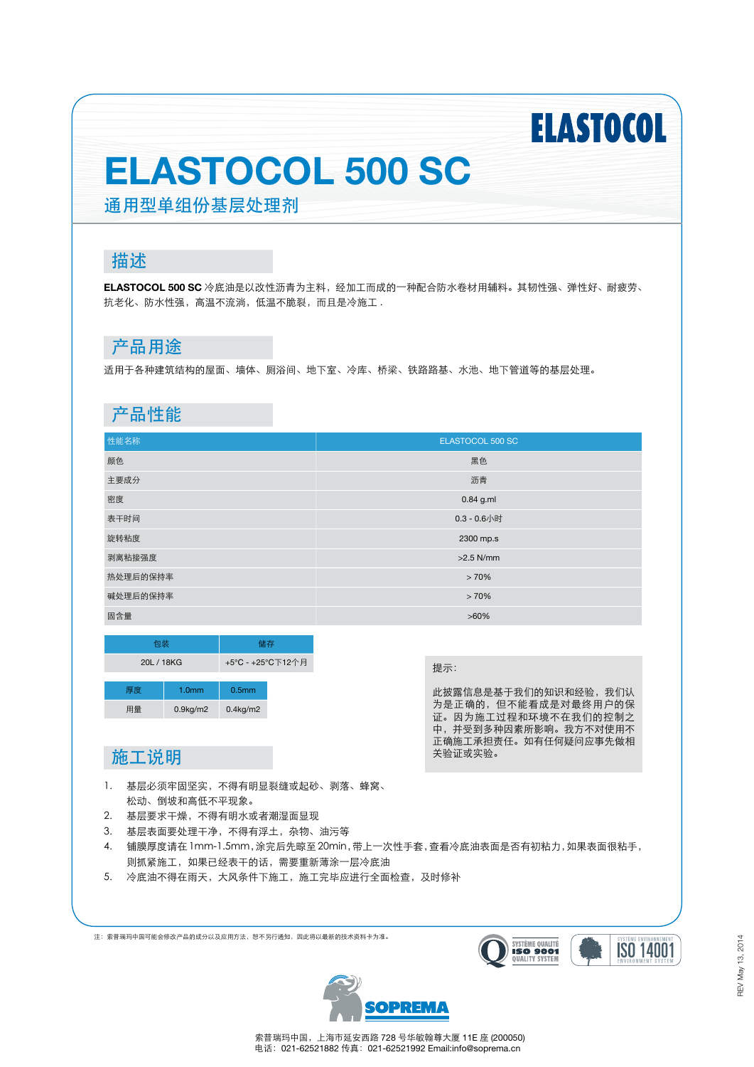ELASTOCOL

# ELASTOCOL 500 SC

通用型单组份基层处理剂

## 描述

**ELASTOCOL 500 SC** 冷底油是以改性沥青为主料，经加工而成的一种配合防水卷材用辅料。其韧性强、弹性好、耐疲劳、抗老化、防水性强，高温不流淌，低温不脆裂，而且是冷施工 .

## 产品用途

适用于各种建筑结构的屋面、墙体、厕浴间、地下室、冷库、桥梁、铁路路基、水池、地下管道等的基层处理。

## 产品性能

| 性能名称 | ELASTOCOL 500 SC |
|---|---|
| 颜色 | 黑色 |
| 主要成分 | 沥青 |
| 密度 | 0.84 g.ml |
| 表干时间 | 0.3 - 0.6小时 |
| 旋转粘度 | 2300 mp.s |
| 剥离粘接强度 | >2.5 N/mm |
| 热处理后的保持率 | > 70% |
| 碱处理后的保持率 | > 70% |
| 固含量 | >60% |

| 包装 | 储存 |
|---|---|
| 20L / 18KG | +5°C - +25°C下12个月 |

| 厚度 | 1.0mm | 0.5mm |
|---|---|---|
| 用量 | 0.9kg/m2 | 0.4kg/m2 |

提示：

此披露信息是基于我们的知识和经验，我们认为是正确的，但不能看成是对最终用户的保证。因为施工过程和环境不在我们的控制之中，并受到多种因素所影响。我方不对使用不正确施工承担责任。如有任何疑问应事先做相关验证或实验。

## 施工说明

1. 基层必须牢固坚实，不得有明显裂缝或起砂、剥落、蜂窝、松动、倒坡和高低不平现象。
2. 基层要求干燥，不得有明水或者潮湿面显现
3. 基层表面要处理干净，不得有浮土，杂物、油污等
4. 铺膜厚度请在 1mm-1.5mm，涂完后先晾至 20min，带上一次性手套，查看冷底油表面是否有初粘力，如果表面很粘手，则抓紧施工，如果已经表干的话，需要重新薄涂一层冷底油
5. 冷底油不得在雨天，大风条件下施工，施工完毕应进行全面检查，及时修补

注：索普瑞玛中国可能会修改产品的成分以及应用方法，恕不另行通知，因此将以最新的技术资料卡为准。

SYSTÈME QUALITÉ ISO 9001 QUALITY SYSTEM

SYSTÈME ENVIRONNEMENT ISO 14001 ENVIRONMENT SYSTEM

SOPREMA

索普瑞玛中国，上海市延安西路 728 号华敏翰尊大厦 11E 座 (200050)
电话：021-62521882 传真：021-62521992 Email:info@soprema.cn

REV May 13, 2014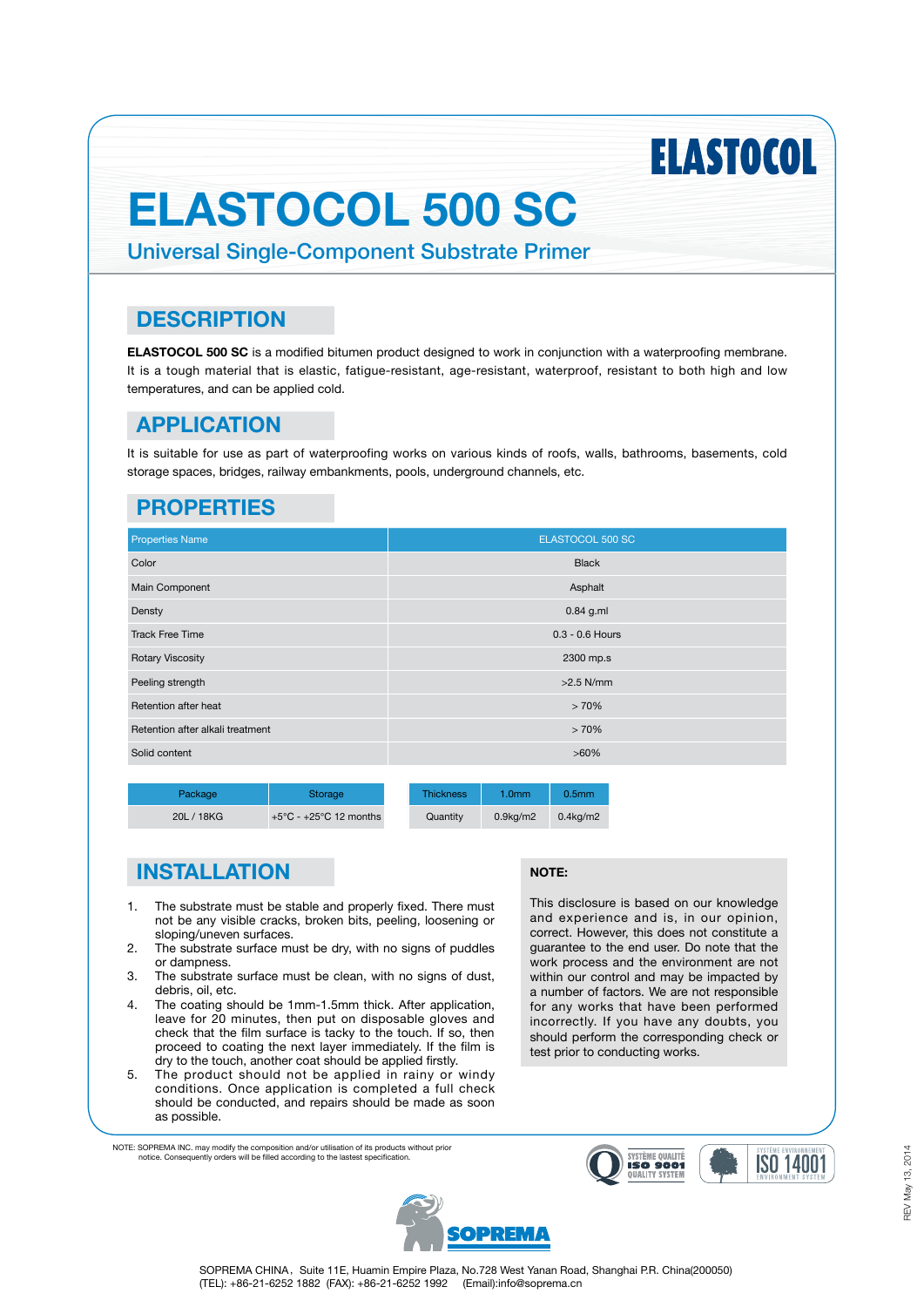# ELASTOCOL 500 SC

## Universal Single-Component Substrate Primer

## DESCRIPTION

**ELASTOCOL 500 SC** is a modified bitumen product designed to work in conjunction with a waterproofing membrane. It is a tough material that is elastic, fatigue-resistant, age-resistant, waterproof, resistant to both high and low temperatures, and can be applied cold.

## APPLICATION

It is suitable for use as part of waterproofing works on various kinds of roofs, walls, bathrooms, basements, cold storage spaces, bridges, railway embankments, pools, underground channels, etc.

## PROPERTIES

| Properties Name | ELASTOCOL 500 SC |
|---|---|
| Color | Black |
| Main Component | Asphalt |
| Densty | 0.84 g.ml |
| Track Free Time | 0.3 - 0.6 Hours |
| Rotary Viscosity | 2300 mp.s |
| Peeling strength | >2.5 N/mm |
| Retention after heat | > 70% |
| Retention after alkali treatment | > 70% |
| Solid content | >60% |

| Package | Storage |
|---|---|
| 20L / 18KG | +5°C - +25°C 12 months |

| Thickness | 1.0mm | 0.5mm |
|---|---|---|
| Quantity | 0.9kg/m2 | 0.4kg/m2 |

## INSTALLATION

1. The substrate must be stable and properly fixed. There must not be any visible cracks, broken bits, peeling, loosening or sloping/uneven surfaces.
2. The substrate surface must be dry, with no signs of puddles or dampness.
3. The substrate surface must be clean, with no signs of dust, debris, oil, etc.
4. The coating should be 1mm-1.5mm thick. After application, leave for 20 minutes, then put on disposable gloves and check that the film surface is tacky to the touch. If so, then proceed to coating the next layer immediately. If the film is dry to the touch, another coat should be applied firstly.
5. The product should not be applied in rainy or windy conditions. Once application is completed a full check should be conducted, and repairs should be made as soon as possible.

**NOTE:**

This disclosure is based on our knowledge and experience and is, in our opinion, correct. However, this does not constitute a guarantee to the end user. Do note that the work process and the environment are not within our control and may be impacted by a number of factors. We are not responsible for any works that have been performed incorrectly. If you have any doubts, you should perform the corresponding check or test prior to conducting works.

NOTE: SOPREMA INC. may modify the composition and/or utilisation of its products without prior notice. Consequently orders will be filled according to the lastest specification.

SOPREMA CHINA，Suite 11E, Huamin Empire Plaza, No.728 West Yanan Road, Shanghai P.R. China(200050)
(TEL): +86-21-6252 1882 (FAX): +86-21-6252 1992 (Email):info@soprema.cn

REV May 13, 2014